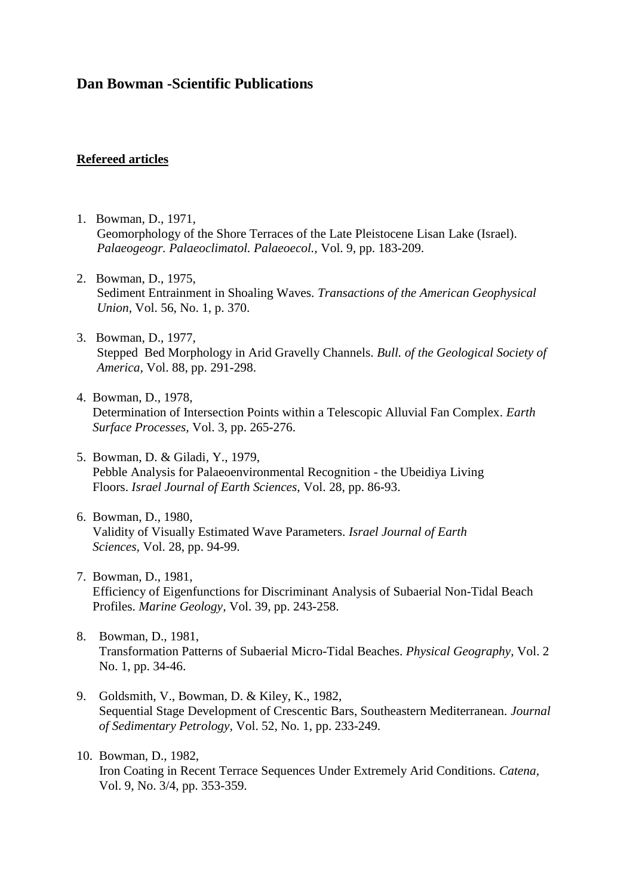# Dan Bowman -Scientific Publications

## Refereed articles

1. Bowman, D., 1971,
   Geomorphology of the Shore Terraces of the Late Pleistocene Lisan Lake (Israel). *Palaeogeogr. Palaeoclimatol. Palaeoecol.,* Vol. 9, pp. 183-209.

2. Bowman, D., 1975,
   Sediment Entrainment in Shoaling Waves. *Transactions of the American Geophysical Union,* Vol. 56, No. 1, p. 370.

3. Bowman, D., 1977,
   Stepped Bed Morphology in Arid Gravelly Channels. *Bull. of the Geological Society of America,* Vol. 88, pp. 291-298.

4. Bowman, D., 1978,
   Determination of Intersection Points within a Telescopic Alluvial Fan Complex. *Earth Surface Processes,* Vol. 3, pp. 265-276.

5. Bowman, D. & Giladi, Y., 1979,
   Pebble Analysis for Palaeoenvironmental Recognition - the Ubeidiya Living Floors. *Israel Journal of Earth Sciences,* Vol. 28, pp. 86-93.

6. Bowman, D., 1980,
   Validity of Visually Estimated Wave Parameters. *Israel Journal of Earth Sciences*, Vol. 28, pp. 94-99.

7. Bowman, D., 1981,
   Efficiency of Eigenfunctions for Discriminant Analysis of Subaerial Non-Tidal Beach Profiles. *Marine Geology,* Vol. 39, pp. 243-258.

8. Bowman, D., 1981,
   Transformation Patterns of Subaerial Micro-Tidal Beaches. *Physical Geography,* Vol. 2 No. 1, pp. 34-46.

9. Goldsmith, V., Bowman, D. & Kiley, K., 1982,
   Sequential Stage Development of Crescentic Bars, Southeastern Mediterranean. *Journal of Sedimentary Petrology,* Vol. 52, No. 1, pp. 233-249.

10. Bowman, D., 1982,
    Iron Coating in Recent Terrace Sequences Under Extremely Arid Conditions. *Catena*, Vol. 9, No. 3/4, pp. 353-359.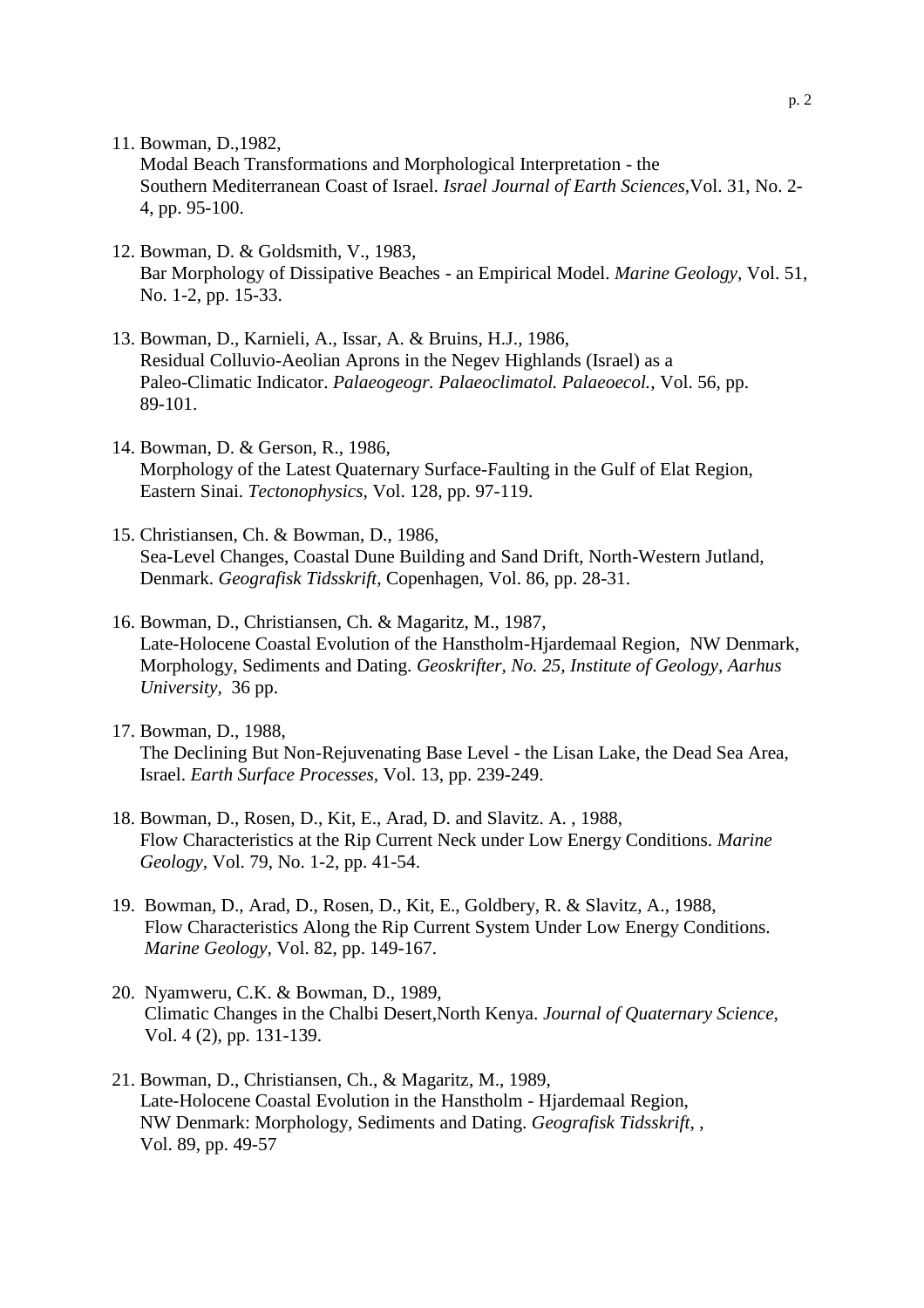11. Bowman, D.,1982,
    Modal Beach Transformations and Morphological Interpretation - the Southern Mediterranean Coast of Israel. *Israel Journal of Earth Sciences*,Vol. 31, No. 2-4, pp. 95-100.

12. Bowman, D. & Goldsmith, V., 1983,
    Bar Morphology of Dissipative Beaches - an Empirical Model. *Marine Geology*, Vol. 51, No. 1-2, pp. 15-33.

13. Bowman, D., Karnieli, A., Issar, A. & Bruins, H.J., 1986,
    Residual Colluvio-Aeolian Aprons in the Negev Highlands (Israel) as a Paleo-Climatic Indicator. *Palaeogeogr. Palaeoclimatol. Palaeoecol.*, Vol. 56, pp. 89-101.

14. Bowman, D. & Gerson, R., 1986,
    Morphology of the Latest Quaternary Surface-Faulting in the Gulf of Elat Region, Eastern Sinai. *Tectonophysics*, Vol. 128, pp. 97-119.

15. Christiansen, Ch. & Bowman, D., 1986,
    Sea-Level Changes, Coastal Dune Building and Sand Drift, North-Western Jutland, Denmark. *Geografisk Tidsskrift*, Copenhagen, Vol. 86, pp. 28-31.

16. Bowman, D., Christiansen, Ch. & Magaritz, M., 1987,
    Late-Holocene Coastal Evolution of the Hanstholm-Hjardemaal Region, NW Denmark, Morphology, Sediments and Dating. *Geoskrifter, No. 25, Institute of Geology, Aarhus University*, 36 pp.

17. Bowman, D., 1988,
    The Declining But Non-Rejuvenating Base Level - the Lisan Lake, the Dead Sea Area, Israel. *Earth Surface Processes*, Vol. 13, pp. 239-249.

18. Bowman, D., Rosen, D., Kit, E., Arad, D. and Slavitz. A. , 1988,
    Flow Characteristics at the Rip Current Neck under Low Energy Conditions. *Marine Geology*, Vol. 79, No. 1-2, pp. 41-54.

19. Bowman, D., Arad, D., Rosen, D., Kit, E., Goldbery, R. & Slavitz, A., 1988,
    Flow Characteristics Along the Rip Current System Under Low Energy Conditions. *Marine Geology*, Vol. 82, pp. 149-167.

20. Nyamweru, C.K. & Bowman, D., 1989,
    Climatic Changes in the Chalbi Desert,North Kenya. *Journal of Quaternary Science*, Vol. 4 (2), pp. 131-139.

21. Bowman, D., Christiansen, Ch., & Magaritz, M., 1989,
    Late-Holocene Coastal Evolution in the Hanstholm - Hjardemaal Region, NW Denmark: Morphology, Sediments and Dating. *Geografisk Tidsskrift*, , Vol. 89, pp. 49-57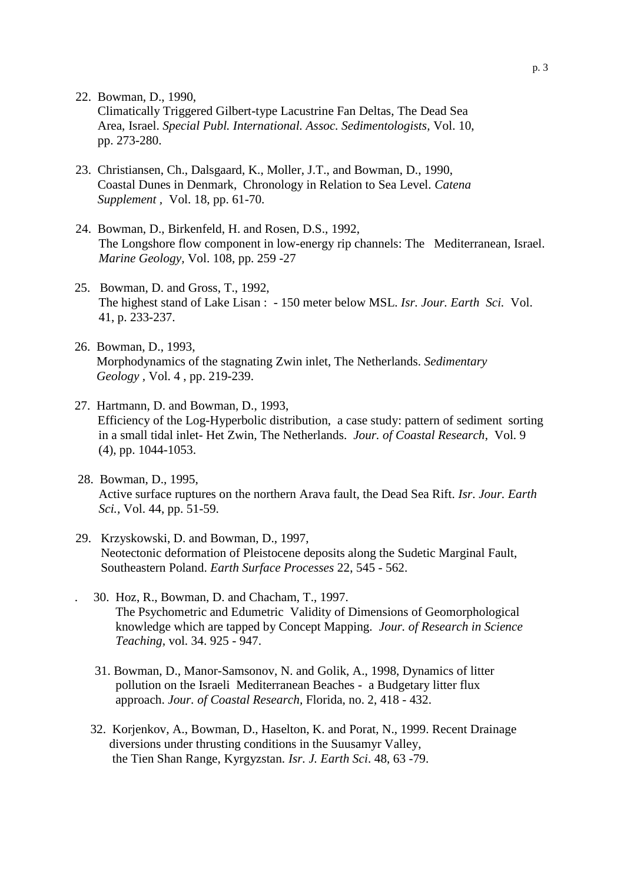22. Bowman, D., 1990, Climatically Triggered Gilbert-type Lacustrine Fan Deltas, The Dead Sea Area, Israel. *Special Publ. International. Assoc. Sedimentologists*, Vol. 10, pp. 273-280.

23. Christiansen, Ch., Dalsgaard, K., Moller, J.T., and Bowman, D., 1990, Coastal Dunes in Denmark, Chronology in Relation to Sea Level. *Catena Supplement* , Vol. 18, pp. 61-70.

24. Bowman, D., Birkenfeld, H. and Rosen, D.S., 1992, The Longshore flow component in low-energy rip channels: The Mediterranean, Israel. *Marine Geology*, Vol. 108, pp. 259 -27

25. Bowman, D. and Gross, T., 1992, The highest stand of Lake Lisan : - 150 meter below MSL. *Isr. Jour. Earth Sci.* Vol. 41, p. 233-237.

26. Bowman, D., 1993, Morphodynamics of the stagnating Zwin inlet, The Netherlands. *Sedimentary Geology* , Vol. 4 , pp. 219-239.

27. Hartmann, D. and Bowman, D., 1993, Efficiency of the Log-Hyperbolic distribution, a case study: pattern of sediment sorting in a small tidal inlet- Het Zwin, The Netherlands. *Jour. of Coastal Research*, Vol. 9 (4), pp. 1044-1053.

28. Bowman, D., 1995, Active surface ruptures on the northern Arava fault, the Dead Sea Rift. *Isr. Jour. Earth Sci.*, Vol. 44, pp. 51-59.

29. Krzyskowski, D. and Bowman, D., 1997, Neotectonic deformation of Pleistocene deposits along the Sudetic Marginal Fault, Southeastern Poland. *Earth Surface Processes* 22, 545 - 562.

30. Hoz, R., Bowman, D. and Chacham, T., 1997. The Psychometric and Edumetric Validity of Dimensions of Geomorphological knowledge which are tapped by Concept Mapping. *Jour. of Research in Science Teaching*, vol. 34. 925 - 947.

31. Bowman, D., Manor-Samsonov, N. and Golik, A., 1998, Dynamics of litter pollution on the Israeli Mediterranean Beaches - a Budgetary litter flux approach. *Jour. of Coastal Research*, Florida, no. 2, 418 - 432.

32. Korjenkov, A., Bowman, D., Haselton, K. and Porat, N., 1999. Recent Drainage diversions under thrusting conditions in the Suusamyr Valley, the Tien Shan Range, Kyrgyzstan. *Isr. J. Earth Sci*. 48, 63 -79.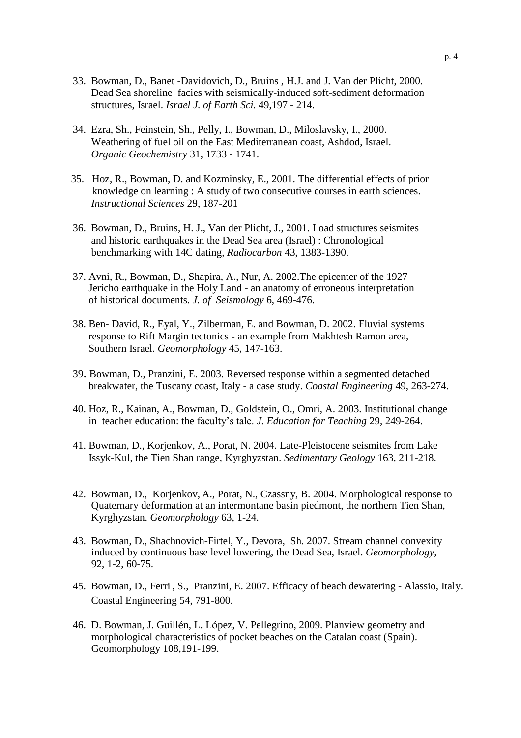33. Bowman, D., Banet -Davidovich, D., Bruins , H.J. and J. Van der Plicht, 2000. Dead Sea shoreline facies with seismically-induced soft-sediment deformation structures, Israel. *Israel J. of Earth Sci.* 49,197 - 214.

34. Ezra, Sh., Feinstein, Sh., Pelly, I., Bowman, D., Miloslavsky, I., 2000. Weathering of fuel oil on the East Mediterranean coast, Ashdod, Israel. *Organic Geochemistry* 31, 1733 - 1741.

35. Hoz, R., Bowman, D. and Kozminsky, E., 2001. The differential effects of prior knowledge on learning : A study of two consecutive courses in earth sciences. *Instructional Sciences* 29, 187-201

36. Bowman, D., Bruins, H. J., Van der Plicht, J., 2001. Load structures seismites and historic earthquakes in the Dead Sea area (Israel) : Chronological benchmarking with 14C dating, *Radiocarbon* 43, 1383-1390.

37. Avni, R., Bowman, D., Shapira, A., Nur, A. 2002.The epicenter of the 1927 Jericho earthquake in the Holy Land - an anatomy of erroneous interpretation of historical documents. *J. of Seismology* 6, 469-476.

38. Ben- David, R., Eyal, Y., Zilberman, E. and Bowman, D. 2002. Fluvial systems response to Rift Margin tectonics - an example from Makhtesh Ramon area, Southern Israel. *Geomorphology* 45, 147-163.

39. Bowman, D., Pranzini, E. 2003. Reversed response within a segmented detached breakwater, the Tuscany coast, Italy - a case study. *Coastal Engineering* 49, 263-274.

40. Hoz, R., Kainan, A., Bowman, D., Goldstein, O., Omri, A. 2003. Institutional change in teacher education: the faculty's tale. *J. Education for Teaching* 29, 249-264.

41. Bowman, D., Korjenkov, A., Porat, N. 2004. Late-Pleistocene seismites from Lake Issyk-Kul, the Tien Shan range, Kyrghyzstan. *Sedimentary Geology* 163, 211-218.

42. Bowman, D., Korjenkov, A., Porat, N., Czassny, B. 2004. Morphological response to Quaternary deformation at an intermontane basin piedmont, the northern Tien Shan, Kyrghyzstan. *Geomorphology* 63, 1-24.

43. Bowman, D., Shachnovich-Firtel, Y., Devora, Sh. 2007. Stream channel convexity induced by continuous base level lowering, the Dead Sea, Israel. *Geomorphology,* 92, 1-2, 60-75.

45. Bowman, D., Ferri , S., Pranzini, E. 2007. Efficacy of beach dewatering - Alassio, Italy. Coastal Engineering 54, 791-800.

46. D. Bowman, J. Guillén, L. López, V. Pellegrino, 2009. Planview geometry and morphological characteristics of pocket beaches on the Catalan coast (Spain). Geomorphology 108,191-199.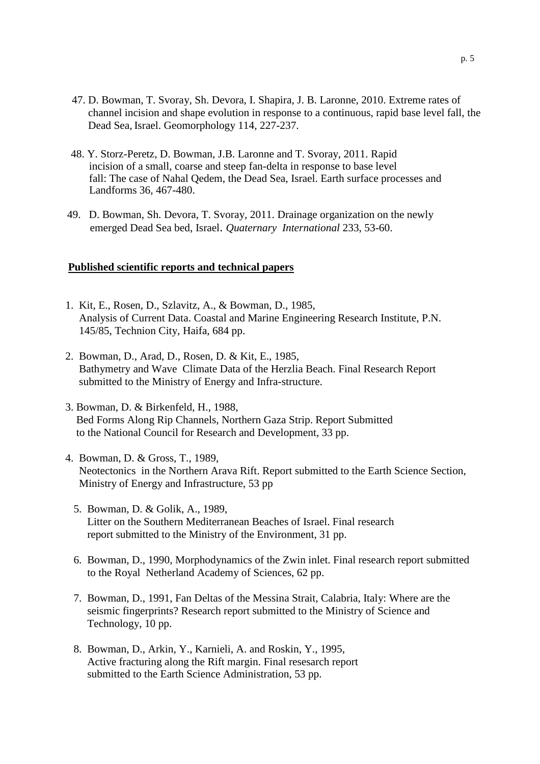47. D. Bowman, T. Svoray, Sh. Devora, I. Shapira, J. B. Laronne, 2010. Extreme rates of channel incision and shape evolution in response to a continuous, rapid base level fall, the Dead Sea, Israel. Geomorphology 114, 227-237.

48. Y. Storz-Peretz, D. Bowman, J.B. Laronne and T. Svoray, 2011. Rapid incision of a small, coarse and steep fan-delta in response to base level fall: The case of Nahal Qedem, the Dead Sea, Israel. Earth surface processes and Landforms 36, 467-480.

49. D. Bowman, Sh. Devora, T. Svoray, 2011. Drainage organization on the newly emerged Dead Sea bed, Israel. *Quaternary International* 233, 53-60.

**Published scientific reports and technical papers**

1. Kit, E., Rosen, D., Szlavitz, A., & Bowman, D., 1985, Analysis of Current Data. Coastal and Marine Engineering Research Institute, P.N. 145/85, Technion City, Haifa, 684 pp.

2. Bowman, D., Arad, D., Rosen, D. & Kit, E., 1985, Bathymetry and Wave Climate Data of the Herzlia Beach. Final Research Report submitted to the Ministry of Energy and Infra-structure.

3. Bowman, D. & Birkenfeld, H., 1988, Bed Forms Along Rip Channels, Northern Gaza Strip. Report Submitted to the National Council for Research and Development, 33 pp.

4. Bowman, D. & Gross, T., 1989, Neotectonics in the Northern Arava Rift. Report submitted to the Earth Science Section, Ministry of Energy and Infrastructure, 53 pp

5. Bowman, D. & Golik, A., 1989, Litter on the Southern Mediterranean Beaches of Israel. Final research report submitted to the Ministry of the Environment, 31 pp.

6. Bowman, D., 1990, Morphodynamics of the Zwin inlet. Final research report submitted to the Royal Netherland Academy of Sciences, 62 pp.

7. Bowman, D., 1991, Fan Deltas of the Messina Strait, Calabria, Italy: Where are the seismic fingerprints? Research report submitted to the Ministry of Science and Technology, 10 pp.

8. Bowman, D., Arkin, Y., Karnieli, A. and Roskin, Y., 1995, Active fracturing along the Rift margin. Final resesarch report submitted to the Earth Science Administration, 53 pp.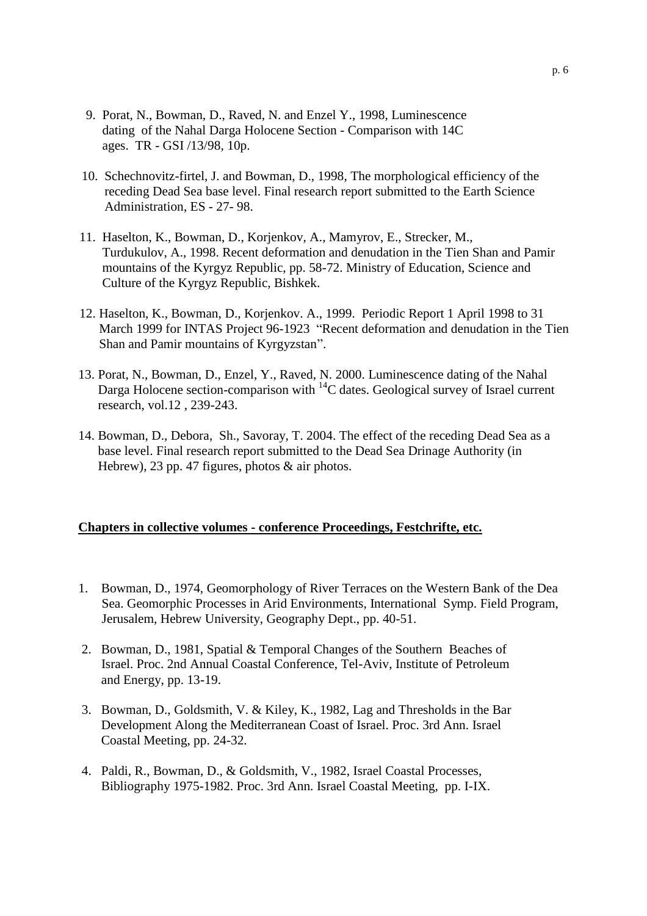9. Porat, N., Bowman, D., Raved, N. and Enzel Y., 1998, Luminescence dating of the Nahal Darga Holocene Section - Comparison with 14C ages. TR - GSI /13/98, 10p.

10. Schechnovitz-firtel, J. and Bowman, D., 1998, The morphological efficiency of the receding Dead Sea base level. Final research report submitted to the Earth Science Administration, ES - 27- 98.

11. Haselton, K., Bowman, D., Korjenkov, A., Mamyrov, E., Strecker, M., Turdukulov, A., 1998. Recent deformation and denudation in the Tien Shan and Pamir mountains of the Kyrgyz Republic, pp. 58-72. Ministry of Education, Science and Culture of the Kyrgyz Republic, Bishkek.

12. Haselton, K., Bowman, D., Korjenkov. A., 1999. Periodic Report 1 April 1998 to 31 March 1999 for INTAS Project 96-1923 "Recent deformation and denudation in the Tien Shan and Pamir mountains of Kyrgyzstan".

13. Porat, N., Bowman, D., Enzel, Y., Raved, N. 2000. Luminescence dating of the Nahal Darga Holocene section-comparison with $^{14}C$ dates. Geological survey of Israel current research, vol.12 , 239-243.

14. Bowman, D., Debora, Sh., Savoray, T. 2004. The effect of the receding Dead Sea as a base level. Final research report submitted to the Dead Sea Drinage Authority (in Hebrew), 23 pp. 47 figures, photos & air photos.

**<u>Chapters in collective volumes - conference Proceedings, Festchrifte, etc.</u>**

1. Bowman, D., 1974, Geomorphology of River Terraces on the Western Bank of the Dea Sea. Geomorphic Processes in Arid Environments, International Symp. Field Program, Jerusalem, Hebrew University, Geography Dept., pp. 40-51.

2. Bowman, D., 1981, Spatial & Temporal Changes of the Southern Beaches of Israel. Proc. 2nd Annual Coastal Conference, Tel-Aviv, Institute of Petroleum and Energy, pp. 13-19.

3. Bowman, D., Goldsmith, V. & Kiley, K., 1982, Lag and Thresholds in the Bar Development Along the Mediterranean Coast of Israel. Proc. 3rd Ann. Israel Coastal Meeting, pp. 24-32.

4. Paldi, R., Bowman, D., & Goldsmith, V., 1982, Israel Coastal Processes, Bibliography 1975-1982. Proc. 3rd Ann. Israel Coastal Meeting, pp. I-IX.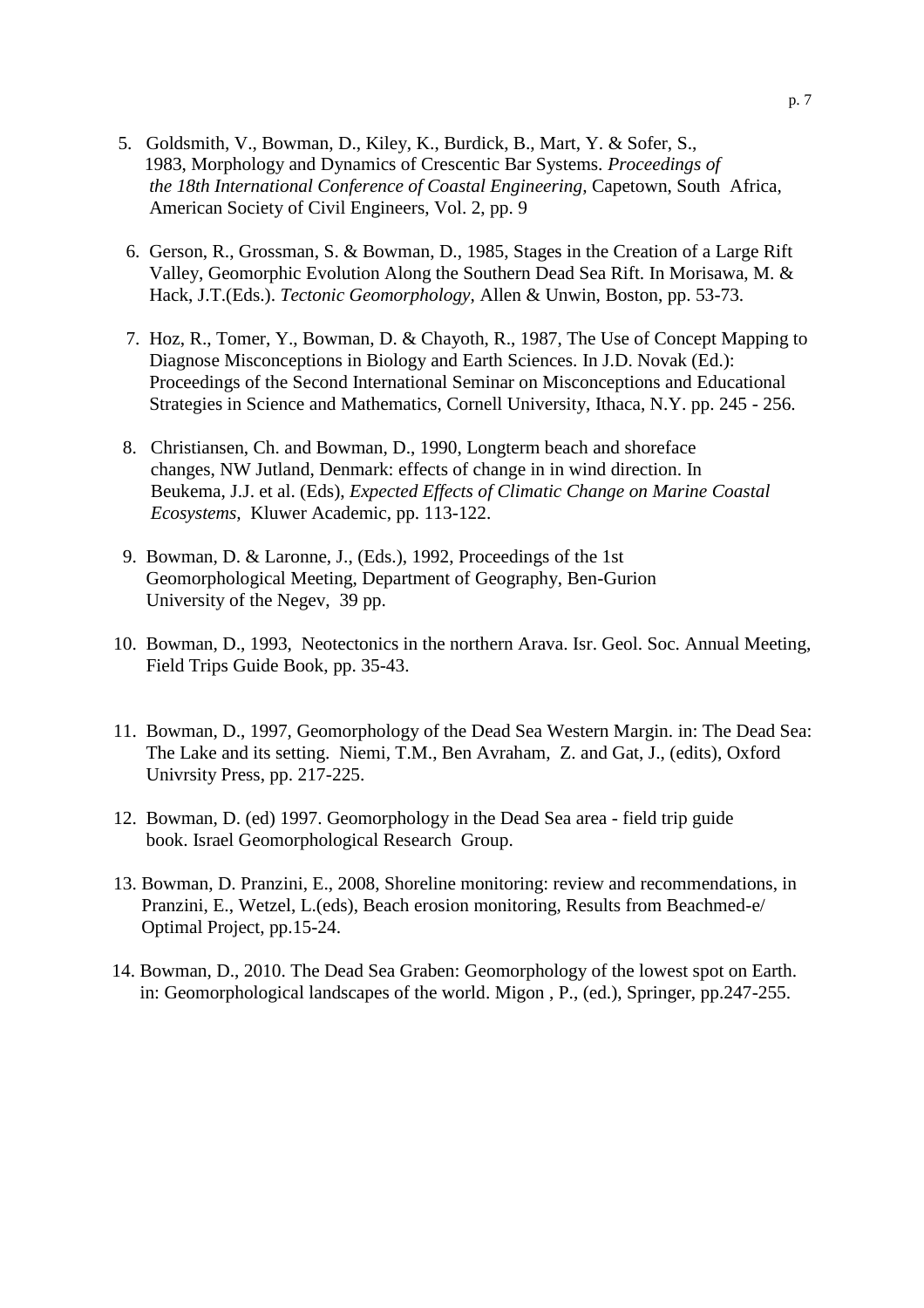5. Goldsmith, V., Bowman, D., Kiley, K., Burdick, B., Mart, Y. & Sofer, S., 1983, Morphology and Dynamics of Crescentic Bar Systems. *Proceedings of the 18th International Conference of Coastal Engineering*, Capetown, South Africa, American Society of Civil Engineers, Vol. 2, pp. 9

6. Gerson, R., Grossman, S. & Bowman, D., 1985, Stages in the Creation of a Large Rift Valley, Geomorphic Evolution Along the Southern Dead Sea Rift. In Morisawa, M. & Hack, J.T.(Eds.). *Tectonic Geomorphology*, Allen & Unwin, Boston, pp. 53-73.

7. Hoz, R., Tomer, Y., Bowman, D. & Chayoth, R., 1987, The Use of Concept Mapping to Diagnose Misconceptions in Biology and Earth Sciences. In J.D. Novak (Ed.): Proceedings of the Second International Seminar on Misconceptions and Educational Strategies in Science and Mathematics, Cornell University, Ithaca, N.Y. pp. 245 - 256.

8. Christiansen, Ch. and Bowman, D., 1990, Longterm beach and shoreface changes, NW Jutland, Denmark: effects of change in in wind direction. In Beukema, J.J. et al. (Eds), *Expected Effects of Climatic Change on Marine Coastal Ecosystems*, Kluwer Academic, pp. 113-122.

9. Bowman, D. & Laronne, J., (Eds.), 1992, Proceedings of the 1st Geomorphological Meeting, Department of Geography, Ben-Gurion University of the Negev, 39 pp.

10. Bowman, D., 1993, Neotectonics in the northern Arava. Isr. Geol. Soc. Annual Meeting, Field Trips Guide Book, pp. 35-43.

11. Bowman, D., 1997, Geomorphology of the Dead Sea Western Margin. in: The Dead Sea: The Lake and its setting. Niemi, T.M., Ben Avraham, Z. and Gat, J., (edits), Oxford Univrsity Press, pp. 217-225.

12. Bowman, D. (ed) 1997. Geomorphology in the Dead Sea area - field trip guide book. Israel Geomorphological Research Group.

13. Bowman, D. Pranzini, E., 2008, Shoreline monitoring: review and recommendations, in Pranzini, E., Wetzel, L.(eds), Beach erosion monitoring, Results from Beachmed-e/ Optimal Project, pp.15-24.

14. Bowman, D., 2010. The Dead Sea Graben: Geomorphology of the lowest spot on Earth. in: Geomorphological landscapes of the world. Migon , P., (ed.), Springer, pp.247-255.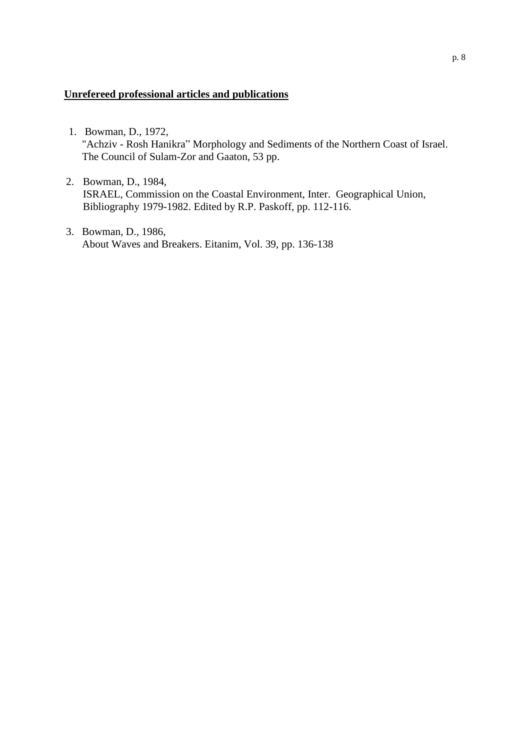**Unrefereed professional articles and publications**

1. Bowman, D., 1972,
   "Achziv - Rosh Hanikra" Morphology and Sediments of the Northern Coast of Israel. The Council of Sulam-Zor and Gaaton, 53 pp.

2. Bowman, D., 1984,
   ISRAEL, Commission on the Coastal Environment, Inter. Geographical Union, Bibliography 1979-1982. Edited by R.P. Paskoff, pp. 112-116.

3. Bowman, D., 1986,
   About Waves and Breakers. Eitanim, Vol. 39, pp. 136-138